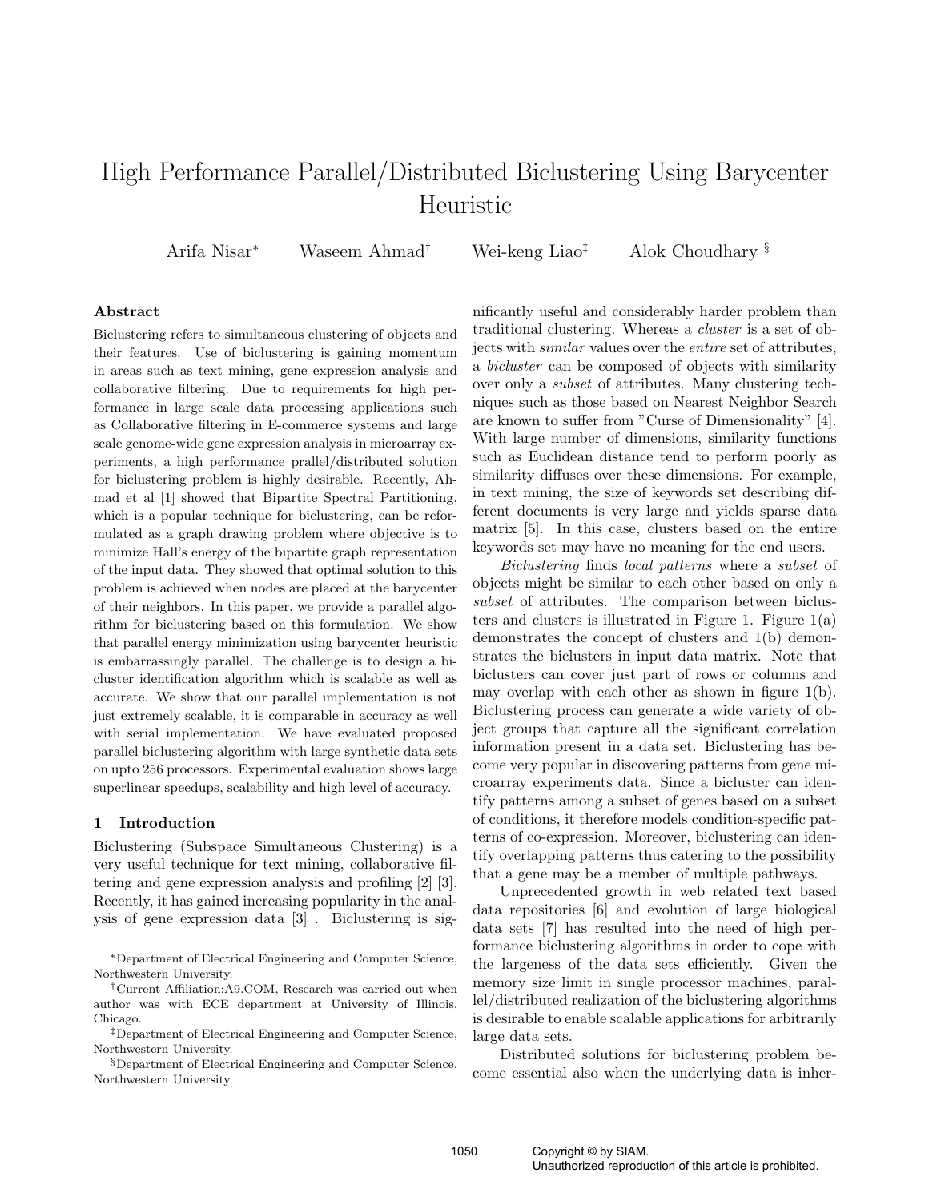# High Performance Parallel/Distributed Biclustering Using Barycenter Heuristic

Arifa Nisar* Waseem Ahmad† Wei-keng Liao‡ Alok Choudhary §

## Abstract

Biclustering refers to simultaneous clustering of objects and their features. Use of biclustering is gaining momentum in areas such as text mining, gene expression analysis and collaborative filtering. Due to requirements for high performance in large scale data processing applications such as Collaborative filtering in E-commerce systems and large scale genome-wide gene expression analysis in microarray experiments, a high performance prallel/distributed solution for biclustering problem is highly desirable. Recently, Ahmad et al [1] showed that Bipartite Spectral Partitioning, which is a popular technique for biclustering, can be reformulated as a graph drawing problem where objective is to minimize Hall's energy of the bipartite graph representation of the input data. They showed that optimal solution to this problem is achieved when nodes are placed at the barycenter of their neighbors. In this paper, we provide a parallel algorithm for biclustering based on this formulation. We show that parallel energy minimization using barycenter heuristic is embarrassingly parallel. The challenge is to design a bicluster identification algorithm which is scalable as well as accurate. We show that our parallel implementation is not just extremely scalable, it is comparable in accuracy as well with serial implementation. We have evaluated proposed parallel biclustering algorithm with large synthetic data sets on upto 256 processors. Experimental evaluation shows large superlinear speedups, scalability and high level of accuracy.

## 1 Introduction

Biclustering (Subspace Simultaneous Clustering) is a very useful technique for text mining, collaborative filtering and gene expression analysis and profiling [2] [3]. Recently, it has gained increasing popularity in the analysis of gene expression data [3] . Biclustering is significantly useful and considerably harder problem than traditional clustering. Whereas a *cluster* is a set of objects with *similar* values over the *entire* set of attributes, a *bicluster* can be composed of objects with similarity over only a *subset* of attributes. Many clustering techniques such as those based on Nearest Neighbor Search are known to suffer from "Curse of Dimensionality" [4]. With large number of dimensions, similarity functions such as Euclidean distance tend to perform poorly as similarity diffuses over these dimensions. For example, in text mining, the size of keywords set describing different documents is very large and yields sparse data matrix [5]. In this case, clusters based on the entire keywords set may have no meaning for the end users.

*Biclustering* finds *local patterns* where a *subset* of objects might be similar to each other based on only a *subset* of attributes. The comparison between biclusters and clusters is illustrated in Figure 1. Figure 1(a) demonstrates the concept of clusters and 1(b) demonstrates the biclusters in input data matrix. Note that biclusters can cover just part of rows or columns and may overlap with each other as shown in figure 1(b). Biclustering process can generate a wide variety of object groups that capture all the significant correlation information present in a data set. Biclustering has become very popular in discovering patterns from gene microarray experiments data. Since a bicluster can identify patterns among a subset of genes based on a subset of conditions, it therefore models condition-specific patterns of co-expression. Moreover, biclustering can identify overlapping patterns thus catering to the possibility that a gene may be a member of multiple pathways.

Unprecedented growth in web related text based data repositories [6] and evolution of large biological data sets [7] has resulted into the need of high performance biclustering algorithms in order to cope with the largeness of the data sets efficiently. Given the memory size limit in single processor machines, parallel/distributed realization of the biclustering algorithms is desirable to enable scalable applications for arbitrarily large data sets.

Distributed solutions for biclustering problem become essential also when the underlying data is inher-

---

*Department of Electrical Engineering and Computer Science, Northwestern University.

†Current Affiliation:A9.COM, Research was carried out when author was with ECE department at University of Illinois, Chicago.

‡Department of Electrical Engineering and Computer Science, Northwestern University.

§Department of Electrical Engineering and Computer Science, Northwestern University.

Copyright © by SIAM.
Unauthorized reproduction of this article is prohibited.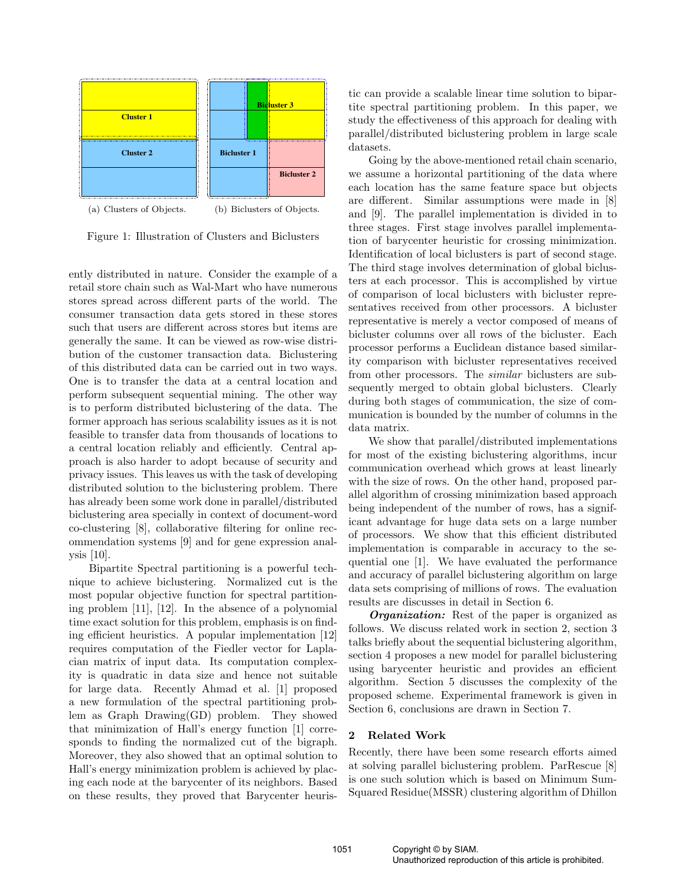Cluster 1

Cluster 2

(a) Clusters of Objects.

Bicluster 3

Bicluster 1

Bicluster 2

(b) Biclusters of Objects.

Figure 1: Illustration of Clusters and Biclusters

ently distributed in nature. Consider the example of a retail store chain such as Wal-Mart who have numerous stores spread across different parts of the world. The consumer transaction data gets stored in these stores such that users are different across stores but items are generally the same. It can be viewed as row-wise distribution of the customer transaction data. Biclustering of this distributed data can be carried out in two ways. One is to transfer the data at a central location and perform subsequent sequential mining. The other way is to perform distributed biclustering of the data. The former approach has serious scalability issues as it is not feasible to transfer data from thousands of locations to a central location reliably and efficiently. Central approach is also harder to adopt because of security and privacy issues. This leaves us with the task of developing distributed solution to the biclustering problem. There has already been some work done in parallel/distributed biclustering area specially in context of document-word co-clustering [8], collaborative filtering for online recommendation systems [9] and for gene expression analysis [10].

Bipartite Spectral partitioning is a powerful technique to achieve biclustering. Normalized cut is the most popular objective function for spectral partitioning problem [11], [12]. In the absence of a polynomial time exact solution for this problem, emphasis is on finding efficient heuristics. A popular implementation [12] requires computation of the Fiedler vector for Laplacian matrix of input data. Its computation complexity is quadratic in data size and hence not suitable for large data. Recently Ahmad et al. [1] proposed a new formulation of the spectral partitioning problem as Graph Drawing(GD) problem. They showed that minimization of Hall's energy function [1] corresponds to finding the normalized cut of the bigraph. Moreover, they also showed that an optimal solution to Hall's energy minimization problem is achieved by placing each node at the barycenter of its neighbors. Based on these results, they proved that Barycenter heuristic can provide a scalable linear time solution to bipartite spectral partitioning problem. In this paper, we study the effectiveness of this approach for dealing with parallel/distributed biclustering problem in large scale datasets.

Going by the above-mentioned retail chain scenario, we assume a horizontal partitioning of the data where each location has the same feature space but objects are different. Similar assumptions were made in [8] and [9]. The parallel implementation is divided in to three stages. First stage involves parallel implementation of barycenter heuristic for crossing minimization. Identification of local biclusters is part of second stage. The third stage involves determination of global biclusters at each processor. This is accomplished by virtue of comparison of local biclusters with bicluster representatives received from other processors. A bicluster representative is merely a vector composed of means of bicluster columns over all rows of the bicluster. Each processor performs a Euclidean distance based similarity comparison with bicluster representatives received from other processors. The *similar* biclusters are subsequently merged to obtain global biclusters. Clearly during both stages of communication, the size of communication is bounded by the number of columns in the data matrix.

We show that parallel/distributed implementations for most of the existing biclustering algorithms, incur communication overhead which grows at least linearly with the size of rows. On the other hand, proposed parallel algorithm of crossing minimization based approach being independent of the number of rows, has a significant advantage for huge data sets on a large number of processors. We show that this efficient distributed implementation is comparable in accuracy to the sequential one [1]. We have evaluated the performance and accuracy of parallel biclustering algorithm on large data sets comprising of millions of rows. The evaluation results are discuses in detail in Section 6.

***Organization:*** Rest of the paper is organized as follows. We discuss related work in section 2, section 3 talks briefly about the sequential biclustering algorithm, section 4 proposes a new model for parallel biclustering using barycenter heuristic and provides an efficient algorithm. Section 5 discusses the complexity of the proposed scheme. Experimental framework is given in Section 6, conclusions are drawn in Section 7.

## 2 Related Work

Recently, there have been some research efforts aimed at solving parallel biclustering problem. ParRescue [8] is one such solution which is based on Minimum Sum-Squared Residue(MSSR) clustering algorithm of Dhillon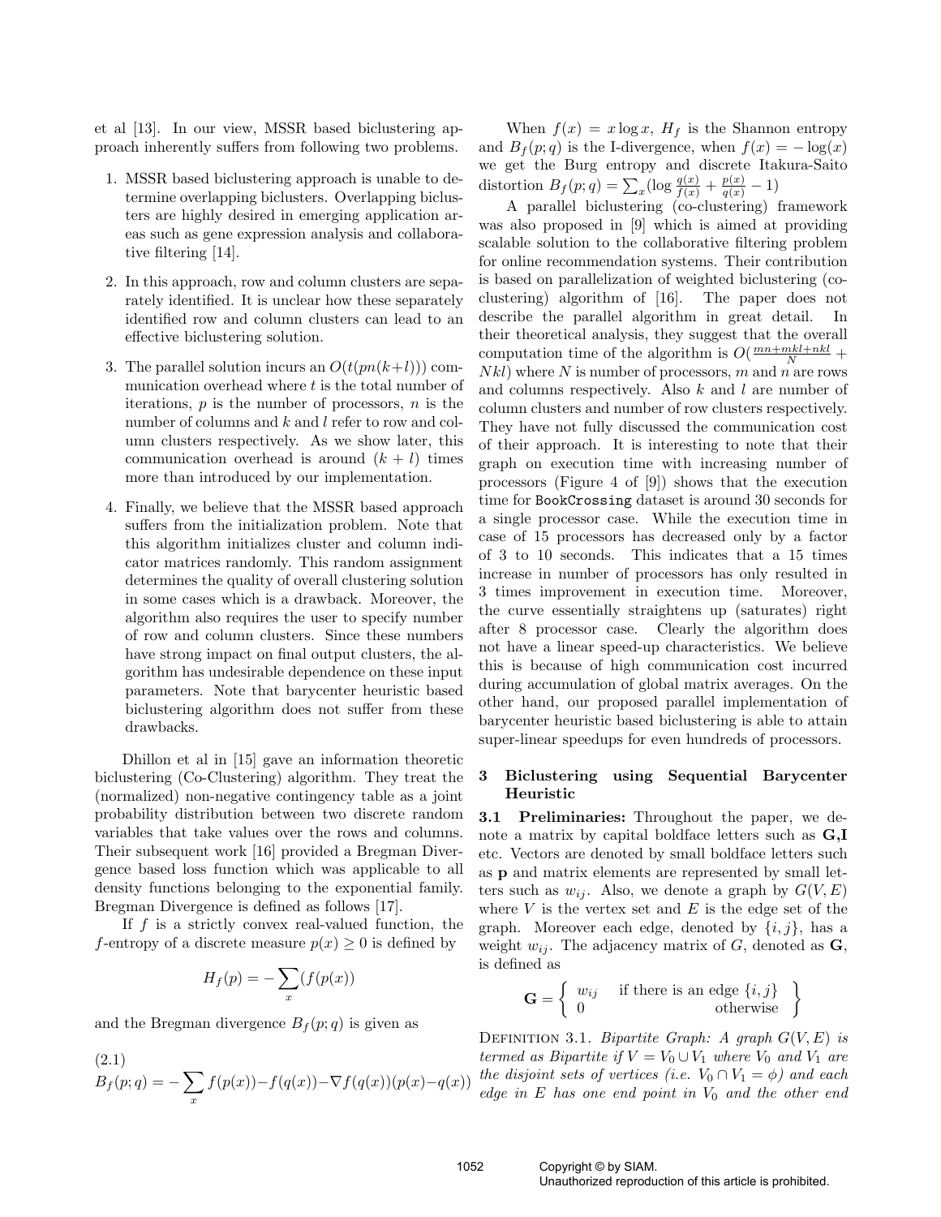et al [13]. In our view, MSSR based biclustering approach inherently suffers from following two problems.

1. MSSR based biclustering approach is unable to determine overlapping biclusters. Overlapping biclusters are highly desired in emerging application areas such as gene expression analysis and collaborative filtering [14].

2. In this approach, row and column clusters are separately identified. It is unclear how these separately identified row and column clusters can lead to an effective biclustering solution.

3. The parallel solution incurs an $O(t(pn(k+l)))$ communication overhead where $t$ is the total number of iterations, $p$ is the number of processors, $n$ is the number of columns and $k$ and $l$ refer to row and column clusters respectively. As we show later, this communication overhead is around $(k+l)$ times more than introduced by our implementation.

4. Finally, we believe that the MSSR based approach suffers from the initialization problem. Note that this algorithm initializes cluster and column indicator matrices randomly. This random assignment determines the quality of overall clustering solution in some cases which is a drawback. Moreover, the algorithm also requires the user to specify number of row and column clusters. Since these numbers have strong impact on final output clusters, the algorithm has undesirable dependence on these input parameters. Note that barycenter heuristic based biclustering algorithm does not suffer from these drawbacks.

Dhillon et al in [15] gave an information theoretic biclustering (Co-Clustering) algorithm. They treat the (normalized) non-negative contingency table as a joint probability distribution between two discrete random variables that take values over the rows and columns. Their subsequent work [16] provided a Bregman Divergence based loss function which was applicable to all density functions belonging to the exponential family. Bregman Divergence is defined as follows [17].

If $f$ is a strictly convex real-valued function, the $f$-entropy of a discrete measure $p(x) \geq 0$ is defined by

$$H_f(p) = -\sum_x (f(p(x))$$

and the Bregman divergence $B_f(p;q)$ is given as

$$B_f(p;q) = -\sum_x f(p(x)) - f(q(x)) - \nabla f(q(x))(p(x) - q(x)) \tag{2.1}$$

When $f(x) = x \log x$, $H_f$ is the Shannon entropy and $B_f(p;q)$ is the I-divergence, when $f(x) = -\log(x)$ we get the Burg entropy and discrete Itakura-Saito distortion $B_f(p;q) = \sum_x (\log \frac{q(x)}{f(x)} + \frac{p(x)}{q(x)} - 1)$

A parallel biclustering (co-clustering) framework was also proposed in [9] which is aimed at providing scalable solution to the collaborative filtering problem for online recommendation systems. Their contribution is based on parallelization of weighted biclustering (co-clustering) algorithm of [16]. The paper does not describe the parallel algorithm in great detail. In their theoretical analysis, they suggest that the overall computation time of the algorithm is $O(\frac{mn+mkl+nkl}{N} + Nkl)$ where $N$ is number of processors, $m$ and $n$ are rows and columns respectively. Also $k$ and $l$ are number of column clusters and number of row clusters respectively. They have not fully discussed the communication cost of their approach. It is interesting to note that their graph on execution time with increasing number of processors (Figure 4 of [9]) shows that the execution time for `BookCrossing` dataset is around 30 seconds for a single processor case. While the execution time in case of 15 processors has decreased only by a factor of 3 to 10 seconds. This indicates that a 15 times increase in number of processors has only resulted in 3 times improvement in execution time. Moreover, the curve essentially straightens up (saturates) right after 8 processor case. Clearly the algorithm does not have a linear speed-up characteristics. We believe this is because of high communication cost incurred during accumulation of global matrix averages. On the other hand, our proposed parallel implementation of barycenter heuristic based biclustering is able to attain super-linear speedups for even hundreds of processors.

## 3 Biclustering using Sequential Barycenter Heuristic

**3.1 Preliminaries:** Throughout the paper, we denote a matrix by capital boldface letters such as **G**,**I** etc. Vectors are denoted by small boldface letters such as **p** and matrix elements are represented by small letters such as $w_{ij}$. Also, we denote a graph by $G(V,E)$ where $V$ is the vertex set and $E$ is the edge set of the graph. Moreover each edge, denoted by $\{i,j\}$, has a weight $w_{ij}$. The adjacency matrix of $G$, denoted as **G**, is defined as

$$\mathbf{G} = \left\{ \begin{array}{ll} w_{ij} & \text{if there is an edge } \{i,j\} \\ 0 & \text{otherwise} \end{array} \right\}$$

Definition 3.1. *Bipartite Graph: A graph $G(V,E)$ is termed as Bipartite if $V = V_0 \cup V_1$ where $V_0$ and $V_1$ are the disjoint sets of vertices (i.e. $V_0 \cap V_1 = \phi$) and each edge in $E$ has one end point in $V_0$ and the other end*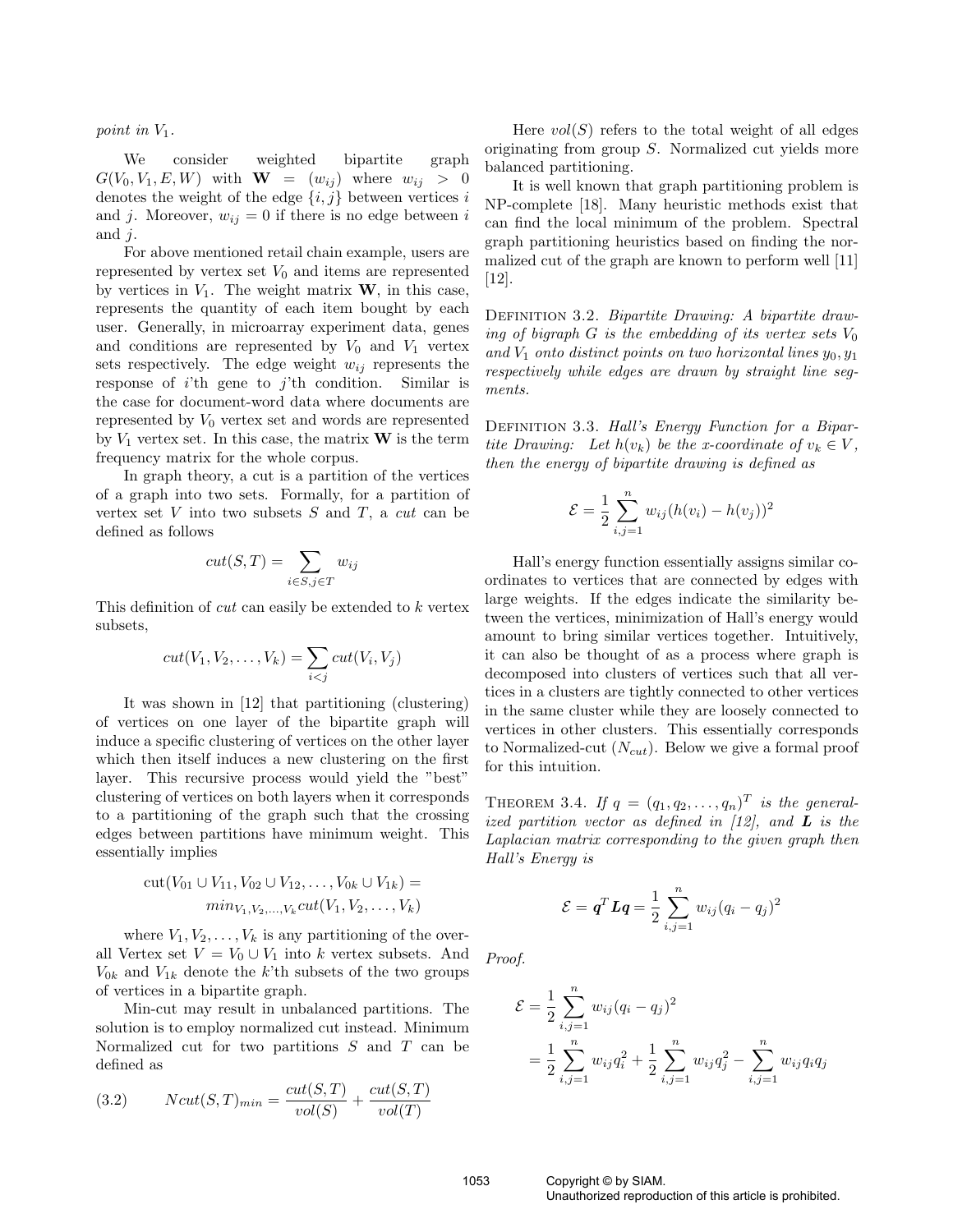*point in* $V_1$.

We consider weighted bipartite graph $G(V_0, V_1, E, W)$ with $\mathbf{W} = (w_{ij})$ where $w_{ij} > 0$ denotes the weight of the edge $\{i, j\}$ between vertices $i$ and $j$. Moreover, $w_{ij} = 0$ if there is no edge between $i$ and $j$.

For above mentioned retail chain example, users are represented by vertex set $V_0$ and items are represented by vertices in $V_1$. The weight matrix $\mathbf{W}$, in this case, represents the quantity of each item bought by each user. Generally, in microarray experiment data, genes and conditions are represented by $V_0$ and $V_1$ vertex sets respectively. The edge weight $w_{ij}$ represents the response of $i$'th gene to $j$'th condition. Similar is the case for document-word data where documents are represented by $V_0$ vertex set and words are represented by $V_1$ vertex set. In this case, the matrix $\mathbf{W}$ is the term frequency matrix for the whole corpus.

In graph theory, a cut is a partition of the vertices of a graph into two sets. Formally, for a partition of vertex set $V$ into two subsets $S$ and $T$, a *cut* can be defined as follows

$$cut(S, T) = \sum_{i \in S, j \in T} w_{ij}$$

This definition of *cut* can easily be extended to $k$ vertex subsets,

$$cut(V_1, V_2, \ldots, V_k) = \sum_{i<j} cut(V_i, V_j)$$

It was shown in [12] that partitioning (clustering) of vertices on one layer of the bipartite graph will induce a specific clustering of vertices on the other layer which then itself induces a new clustering on the first layer. This recursive process would yield the "best" clustering of vertices on both layers when it corresponds to a partitioning of the graph such that the crossing edges between partitions have minimum weight. This essentially implies

$$\begin{aligned} \text{cut}(V_{01} \cup V_{11}, V_{02} \cup V_{12}, \ldots, V_{0k} \cup V_{1k}) = \\ min_{V_1, V_2, \ldots, V_k} cut(V_1, V_2, \ldots, V_k) \end{aligned}$$

where $V_1, V_2, \ldots, V_k$ is any partitioning of the overall Vertex set $V = V_0 \cup V_1$ into $k$ vertex subsets. And $V_{0k}$ and $V_{1k}$ denote the $k$'th subsets of the two groups of vertices in a bipartite graph.

Min-cut may result in unbalanced partitions. The solution is to employ normalized cut instead. Minimum Normalized cut for two partitions $S$ and $T$ can be defined as

$$(3.2) \qquad Ncut(S, T)_{min} = \frac{cut(S, T)}{vol(S)} + \frac{cut(S, T)}{vol(T)}$$

Here $vol(S)$ refers to the total weight of all edges originating from group $S$. Normalized cut yields more balanced partitioning.

It is well known that graph partitioning problem is NP-complete [18]. Many heuristic methods exist that can find the local minimum of the problem. Spectral graph partitioning heuristics based on finding the normalized cut of the graph are known to perform well [11] [12].

Definition 3.2. *Bipartite Drawing: A bipartite drawing of bigraph $G$ is the embedding of its vertex sets $V_0$ and $V_1$ onto distinct points on two horizontal lines $y_0, y_1$ respectively while edges are drawn by straight line segments.*

Definition 3.3. *Hall's Energy Function for a Bipartite Drawing: Let $h(v_k)$ be the x-coordinate of $v_k \in V$, then the energy of bipartite drawing is defined as*

$$\mathcal{E} = \frac{1}{2} \sum_{i,j=1}^{n} w_{ij} (h(v_i) - h(v_j))^2$$

Hall's energy function essentially assigns similar coordinates to vertices that are connected by edges with large weights. If the edges indicate the similarity between the vertices, minimization of Hall's energy would amount to bring similar vertices together. Intuitively, it can also be thought of as a process where graph is decomposed into clusters of vertices such that all vertices in a clusters are tightly connected to other vertices in the same cluster while they are loosely connected to vertices in other clusters. This essentially corresponds to Normalized-cut ($N_{cut}$). Below we give a formal proof for this intuition.

Theorem 3.4. *If $q = (q_1, q_2, \ldots, q_n)^T$ is the generalized partition vector as defined in [12], and $\boldsymbol{L}$ is the Laplacian matrix corresponding to the given graph then Hall's Energy is*

$$\mathcal{E} = \boldsymbol{q}^T \boldsymbol{L} \boldsymbol{q} = \frac{1}{2} \sum_{i,j=1}^{n} w_{ij} (q_i - q_j)^2$$

*Proof.*

$$\begin{aligned} \mathcal{E} &= \frac{1}{2} \sum_{i,j=1}^{n} w_{ij} (q_i - q_j)^2 \\ &= \frac{1}{2} \sum_{i,j=1}^{n} w_{ij} q_i^2 + \frac{1}{2} \sum_{i,j=1}^{n} w_{ij} q_j^2 - \sum_{i,j=1}^{n} w_{ij} q_i q_j \end{aligned}$$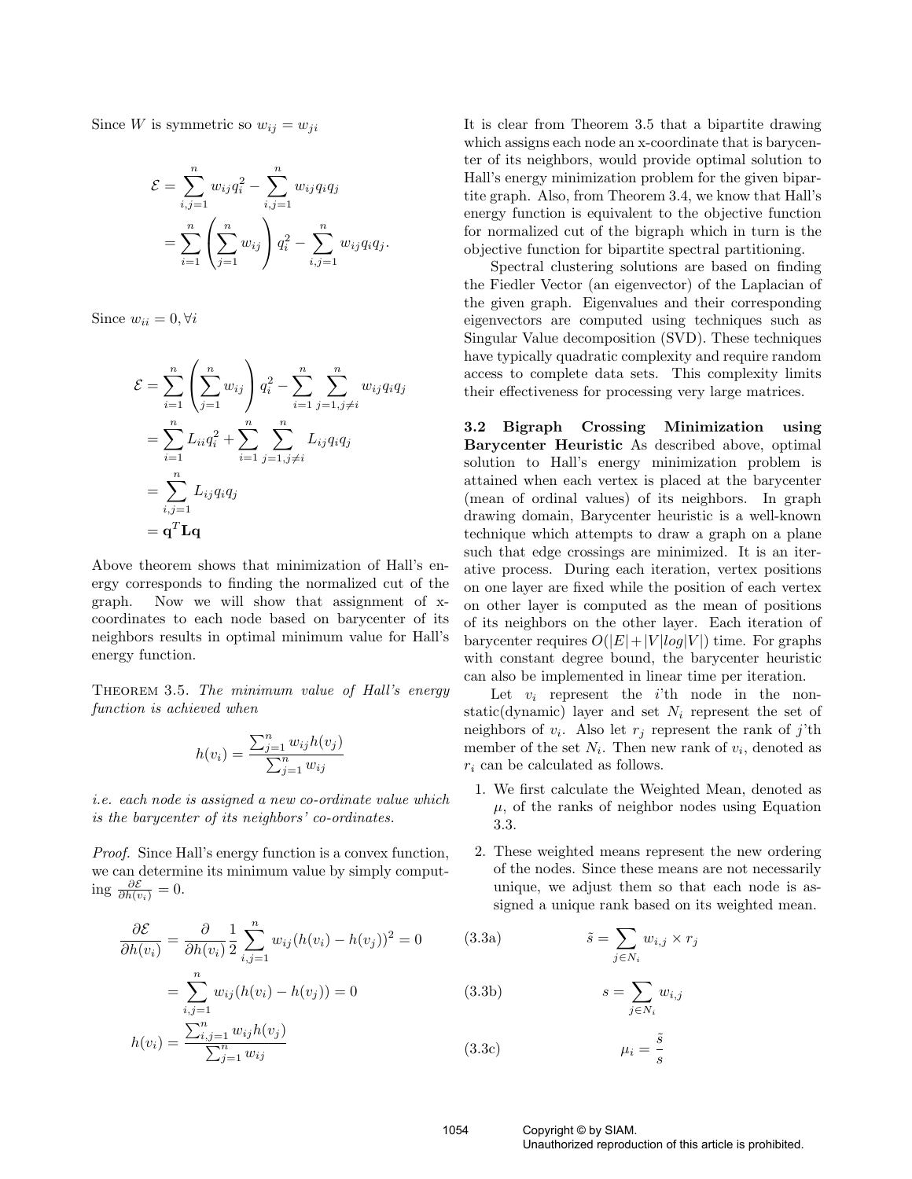Since $W$ is symmetric so $w_{ij} = w_{ji}$

$$
\begin{aligned}
\mathcal{E} &= \sum_{i,j=1}^{n} w_{ij} q_i^2 - \sum_{i,j=1}^{n} w_{ij} q_i q_j \\
&= \sum_{i=1}^{n} \left( \sum_{j=1}^{n} w_{ij} \right) q_i^2 - \sum_{i,j=1}^{n} w_{ij} q_i q_j.
\end{aligned}
$$

Since $w_{ii} = 0, \forall i$

$$
\begin{aligned}
\mathcal{E} &= \sum_{i=1}^{n} \left( \sum_{j=1}^{n} w_{ij} \right) q_i^2 - \sum_{i=1}^{n} \sum_{j=1, j \neq i}^{n} w_{ij} q_i q_j \\
&= \sum_{i=1}^{n} L_{ii} q_i^2 + \sum_{i=1}^{n} \sum_{j=1, j \neq i}^{n} L_{ij} q_i q_j \\
&= \sum_{i,j=1}^{n} L_{ij} q_i q_j \\
&= \mathbf{q}^T \mathbf{L} \mathbf{q}
\end{aligned}
$$

Above theorem shows that minimization of Hall's energy corresponds to finding the normalized cut of the graph. Now we will show that assignment of x-coordinates to each node based on barycenter of its neighbors results in optimal minimum value for Hall's energy function.

THEOREM 3.5. *The minimum value of Hall's energy function is achieved when*

$$
h(v_i) = \frac{\sum_{j=1}^{n} w_{ij} h(v_j)}{\sum_{j=1}^{n} w_{ij}}
$$

*i.e. each node is assigned a new co-ordinate value which is the barycenter of its neighbors' co-ordinates.*

*Proof.* Since Hall's energy function is a convex function, we can determine its minimum value by simply computing $\frac{\partial \mathcal{E}}{\partial h(v_i)} = 0$.

$$
\begin{aligned}
\frac{\partial \mathcal{E}}{\partial h(v_i)} &= \frac{\partial}{\partial h(v_i)} \frac{1}{2} \sum_{i,j=1}^{n} w_{ij} (h(v_i) - h(v_j))^2 = 0 \\
&= \sum_{i,j=1}^{n} w_{ij} (h(v_i) - h(v_j)) = 0 \\
h(v_i) &= \frac{\sum_{i,j=1}^{n} w_{ij} h(v_j)}{\sum_{j=1}^{n} w_{ij}}
\end{aligned}
$$

It is clear from Theorem 3.5 that a bipartite drawing which assigns each node an x-coordinate that is barycenter of its neighbors, would provide optimal solution to Hall's energy minimization problem for the given bipartite graph. Also, from Theorem 3.4, we know that Hall's energy function is equivalent to the objective function for normalized cut of the bigraph which in turn is the objective function for bipartite spectral partitioning.

Spectral clustering solutions are based on finding the Fiedler Vector (an eigenvector) of the Laplacian of the given graph. Eigenvalues and their corresponding eigenvectors are computed using techniques such as Singular Value decomposition (SVD). These techniques have typically quadratic complexity and require random access to complete data sets. This complexity limits their effectiveness for processing very large matrices.

**3.2 Bigraph Crossing Minimization using Barycenter Heuristic** As described above, optimal solution to Hall's energy minimization problem is attained when each vertex is placed at the barycenter (mean of ordinal values) of its neighbors. In graph drawing domain, Barycenter heuristic is a well-known technique which attempts to draw a graph on a plane such that edge crossings are minimized. It is an iterative process. During each iteration, vertex positions on one layer are fixed while the position of each vertex on other layer is computed as the mean of positions of its neighbors on the other layer. Each iteration of barycenter requires $O(|E| + |V| log|V|)$ time. For graphs with constant degree bound, the barycenter heuristic can also be implemented in linear time per iteration.

Let $v_i$ represent the $i$'th node in the non-static(dynamic) layer and set $N_i$ represent the set of neighbors of $v_i$. Also let $r_j$ represent the rank of $j$'th member of the set $N_i$. Then new rank of $v_i$, denoted as $r_i$ can be calculated as follows.

1. We first calculate the Weighted Mean, denoted as $\mu$, of the ranks of neighbor nodes using Equation 3.3.
2. These weighted means represent the new ordering of the nodes. Since these means are not necessarily unique, we adjust them so that each node is assigned a unique rank based on its weighted mean.

$$
\tilde{s} = \sum_{j \in N_i} w_{i,j} \times r_j \tag{3.3a}
$$

$$
s = \sum_{j \in N_i} w_{i,j} \tag{3.3b}
$$

$$
\mu_i = \frac{\tilde{s}}{s} \tag{3.3c}
$$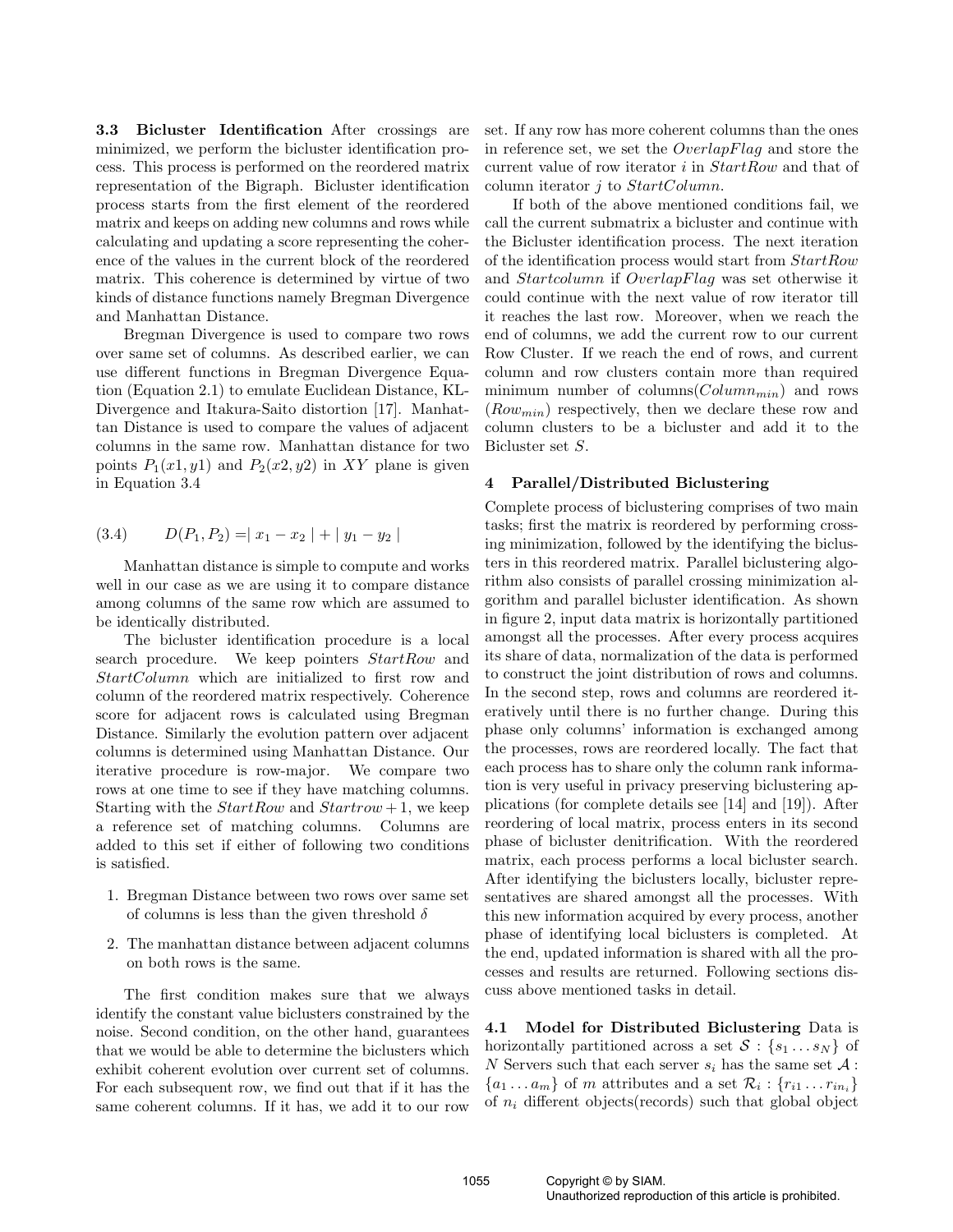**3.3 Bicluster Identification** After crossings are minimized, we perform the bicluster identification process. This process is performed on the reordered matrix representation of the Bigraph. Bicluster identification process starts from the first element of the reordered matrix and keeps on adding new columns and rows while calculating and updating a score representing the coherence of the values in the current block of the reordered matrix. This coherence is determined by virtue of two kinds of distance functions namely Bregman Divergence and Manhattan Distance.

Bregman Divergence is used to compare two rows over same set of columns. As described earlier, we can use different functions in Bregman Divergence Equation (Equation 2.1) to emulate Euclidean Distance, KL-Divergence and Itakura-Saito distortion [17]. Manhattan Distance is used to compare the values of adjacent columns in the same row. Manhattan distance for two points $P_1(x1, y1)$ and $P_2(x2, y2)$ in $XY$ plane is given in Equation 3.4

$$D(P_1, P_2) = \mid x_1 - x_2 \mid + \mid y_1 - y_2 \mid \tag{3.4}$$

Manhattan distance is simple to compute and works well in our case as we are using it to compare distance among columns of the same row which are assumed to be identically distributed.

The bicluster identification procedure is a local search procedure. We keep pointers $StartRow$ and $StartColumn$ which are initialized to first row and column of the reordered matrix respectively. Coherence score for adjacent rows is calculated using Bregman Distance. Similarly the evolution pattern over adjacent columns is determined using Manhattan Distance. Our iterative procedure is row-major. We compare two rows at one time to see if they have matching columns. Starting with the $StartRow$ and $Startrow+1$, we keep a reference set of matching columns. Columns are added to this set if either of following two conditions is satisfied.

1. Bregman Distance between two rows over same set of columns is less than the given threshold $\delta$
2. The manhattan distance between adjacent columns on both rows is the same.

The first condition makes sure that we always identify the constant value biclusters constrained by the noise. Second condition, on the other hand, guarantees that we would be able to determine the biclusters which exhibit coherent evolution over current set of columns. For each subsequent row, we find out that if it has the same coherent columns. If it has, we add it to our row set. If any row has more coherent columns than the ones in reference set, we set the $OverlapFlag$ and store the current value of row iterator $i$ in $StartRow$ and that of column iterator $j$ to $StartColumn$.

If both of the above mentioned conditions fail, we call the current submatrix a bicluster and continue with the Bicluster identification process. The next iteration of the identification process would start from $StartRow$ and $Startcolumn$ if $OverlapFlag$ was set otherwise it could continue with the next value of row iterator till it reaches the last row. Moreover, when we reach the end of columns, we add the current row to our current Row Cluster. If we reach the end of rows, and current column and row clusters contain more than required minimum number of columns($Column_{min}$) and rows ($Row_{min}$) respectively, then we declare these row and column clusters to be a bicluster and add it to the Bicluster set $S$.

## 4 Parallel/Distributed Biclustering

Complete process of biclustering comprises of two main tasks; first the matrix is reordered by performing crossing minimization, followed by the identifying the biclusters in this reordered matrix. Parallel biclustering algorithm also consists of parallel crossing minimization algorithm and parallel bicluster identification. As shown in figure 2, input data matrix is horizontally partitioned amongst all the processes. After every process acquires its share of data, normalization of the data is performed to construct the joint distribution of rows and columns. In the second step, rows and columns are reordered iteratively until there is no further change. During this phase only columns' information is exchanged among the processes, rows are reordered locally. The fact that each process has to share only the column rank information is very useful in privacy preserving biclustering applications (for complete details see [14] and [19]). After reordering of local matrix, process enters in its second phase of bicluster denitrification. With the reordered matrix, each process performs a local bicluster search. After identifying the biclusters locally, bicluster representatives are shared amongst all the processes. With this new information acquired by every process, another phase of identifying local biclusters is completed. At the end, updated information is shared with all the processes and results are returned. Following sections discuss above mentioned tasks in detail.

**4.1 Model for Distributed Biclustering** Data is horizontally partitioned across a set $\mathcal{S} : \{s_1 \dots s_N\}$ of $N$ Servers such that each server $s_i$ has the same set $\mathcal{A} : \{a_1 \dots a_m\}$ of $m$ attributes and a set $\mathcal{R}_i : \{r_{i1} \dots r_{in_i}\}$ of $n_i$ different objects(records) such that global object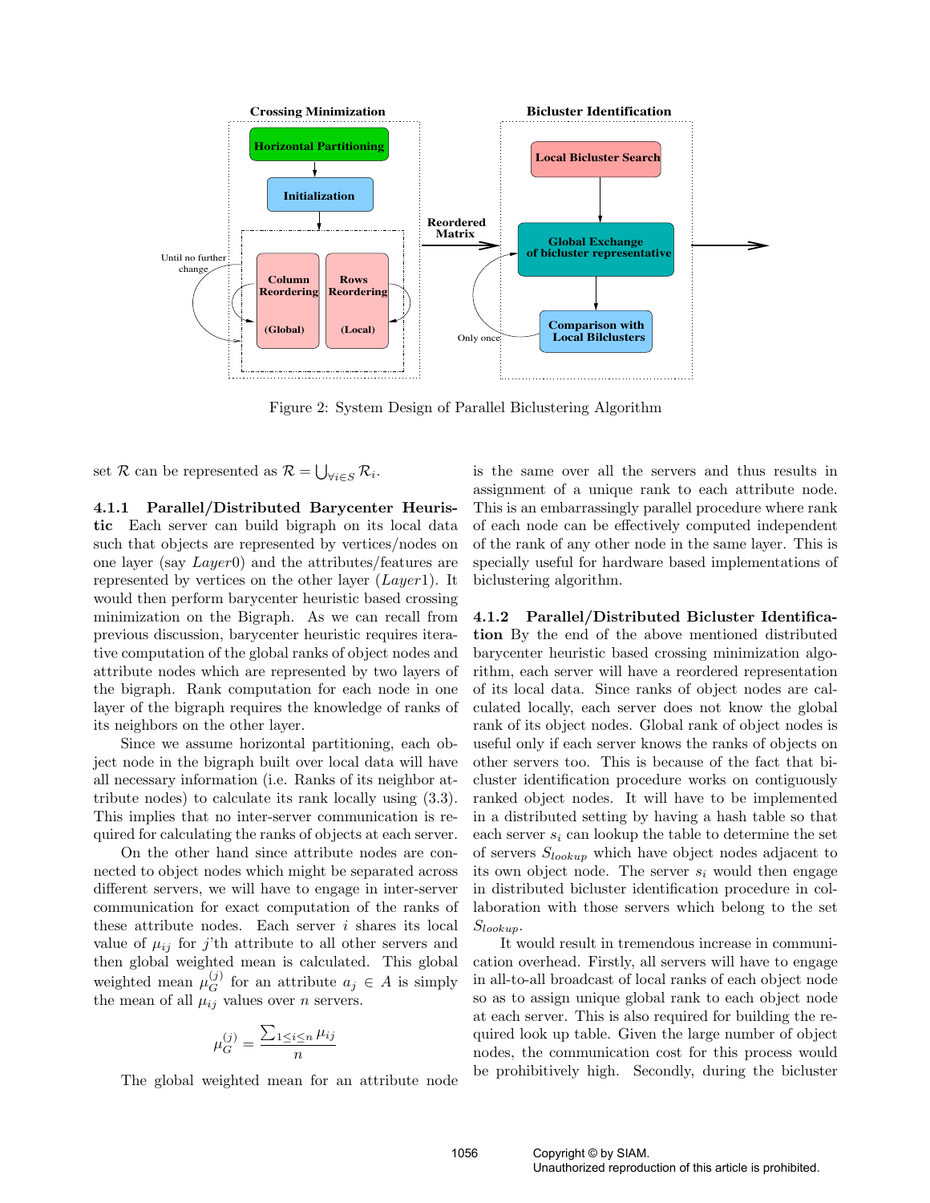Figure 2: System Design of Parallel Biclustering Algorithm

set $\mathcal{R}$ can be represented as $\mathcal{R} = \bigcup_{\forall i \in S} \mathcal{R}_i$.

#### 4.1.1 Parallel/Distributed Barycenter Heuristic

Each server can build bigraph on its local data such that objects are represented by vertices/nodes on one layer (say $Layer0$) and the attributes/features are represented by vertices on the other layer ($Layer1$). It would then perform barycenter heuristic based crossing minimization on the Bigraph. As we can recall from previous discussion, barycenter heuristic requires iterative computation of the global ranks of object nodes and attribute nodes which are represented by two layers of the bigraph. Rank computation for each node in one layer of the bigraph requires the knowledge of ranks of its neighbors on the other layer.

Since we assume horizontal partitioning, each object node in the bigraph built over local data will have all necessary information (i.e. Ranks of its neighbor attribute nodes) to calculate its rank locally using (3.3). This implies that no inter-server communication is required for calculating the ranks of objects at each server.

On the other hand since attribute nodes are connected to object nodes which might be separated across different servers, we will have to engage in inter-server communication for exact computation of the ranks of these attribute nodes. Each server $i$ shares its local value of $\mu_{ij}$ for $j$'th attribute to all other servers and then global weighted mean is calculated. This global weighted mean $\mu_G^{(j)}$ for an attribute $a_j \in A$ is simply the mean of all $\mu_{ij}$ values over $n$ servers.

$$\mu_G^{(j)} = \frac{\sum_{1 \leq i \leq n} \mu_{ij}}{n}$$

The global weighted mean for an attribute node is the same over all the servers and thus results in assignment of a unique rank to each attribute node. This is an embarrassingly parallel procedure where rank of each node can be effectively computed independent of the rank of any other node in the same layer. This is specially useful for hardware based implementations of biclustering algorithm.

#### 4.1.2 Parallel/Distributed Bicluster Identification

By the end of the above mentioned distributed barycenter heuristic based crossing minimization algorithm, each server will have a reordered representation of its local data. Since ranks of object nodes are calculated locally, each server does not know the global rank of its object nodes. Global rank of object nodes is useful only if each server knows the ranks of objects on other servers too. This is because of the fact that bicluster identification procedure works on contiguously ranked object nodes. It will have to be implemented in a distributed setting by having a hash table so that each server $s_i$ can lookup the table to determine the set of servers $S_{lookup}$ which have object nodes adjacent to its own object node. The server $s_i$ would then engage in distributed bicluster identification procedure in collaboration with those servers which belong to the set $S_{lookup}$.

It would result in tremendous increase in communication overhead. Firstly, all servers will have to engage in all-to-all broadcast of local ranks of each object node so as to assign unique global rank to each object node at each server. This is also required for building the required look up table. Given the large number of object nodes, the communication cost for this process would be prohibitively high. Secondly, during the bicluster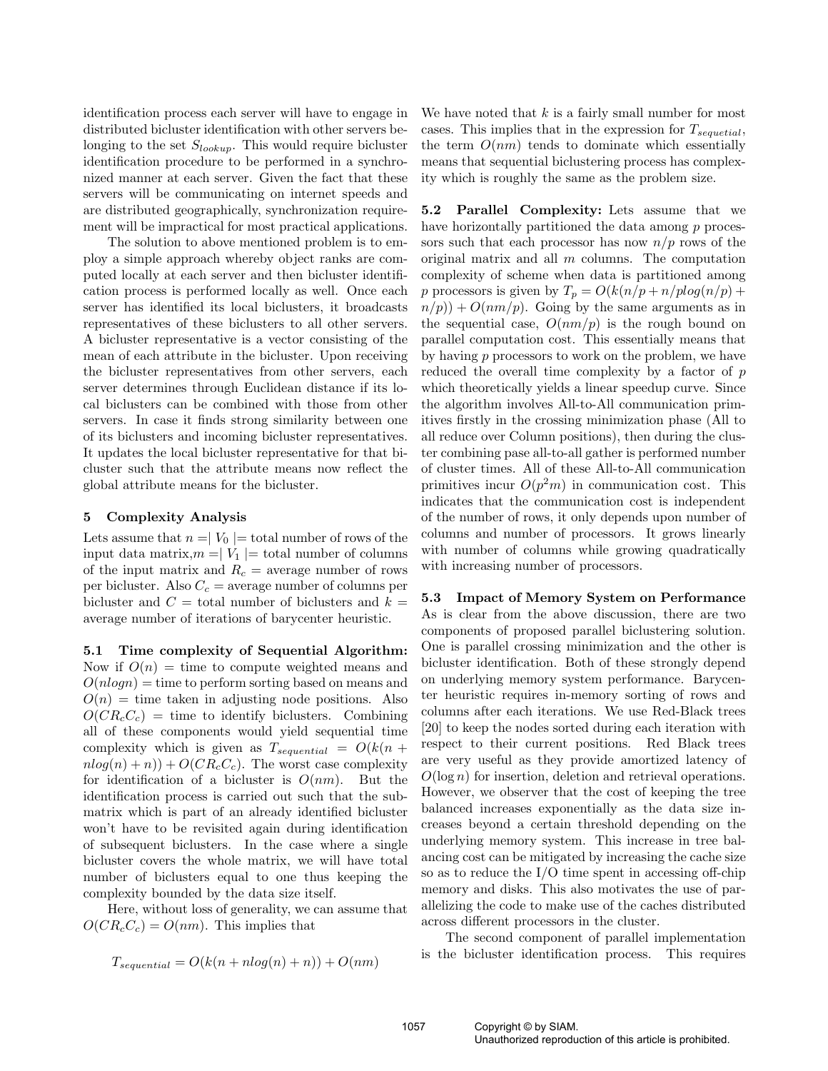identification process each server will have to engage in distributed bicluster identification with other servers belonging to the set $S_{lookup}$. This would require bicluster identification procedure to be performed in a synchronized manner at each server. Given the fact that these servers will be communicating on internet speeds and are distributed geographically, synchronization requirement will be impractical for most practical applications.

The solution to above mentioned problem is to employ a simple approach whereby object ranks are computed locally at each server and then bicluster identification process is performed locally as well. Once each server has identified its local biclusters, it broadcasts representatives of these biclusters to all other servers. A bicluster representative is a vector consisting of the mean of each attribute in the bicluster. Upon receiving the bicluster representatives from other servers, each server determines through Euclidean distance if its local biclusters can be combined with those from other servers. In case it finds strong similarity between one of its biclusters and incoming bicluster representatives. It updates the local bicluster representative for that bicluster such that the attribute means now reflect the global attribute means for the bicluster.

## 5 Complexity Analysis

Lets assume that $n = \mid V_0 \mid$= total number of rows of the input data matrix,$m = \mid V_1 \mid$= total number of columns of the input matrix and $R_c$ = average number of rows per bicluster. Also $C_c$ = average number of columns per bicluster and $C$ = total number of biclusters and $k$ = average number of iterations of barycenter heuristic.

**5.1 Time complexity of Sequential Algorithm:** Now if $O(n)$ = time to compute weighted means and $O(nlogn)$ = time to perform sorting based on means and $O(n)$ = time taken in adjusting node positions. Also $O(CR_cC_c)$ = time to identify biclusters. Combining all of these components would yield sequential time complexity which is given as $T_{sequential} = O(k(n + nlog(n) + n)) + O(CR_cC_c)$. The worst case complexity for identification of a bicluster is $O(nm)$. But the identification process is carried out such that the submatrix which is part of an already identified bicluster won't have to be revisited again during identification of subsequent biclusters. In the case where a single bicluster covers the whole matrix, we will have total number of biclusters equal to one thus keeping the complexity bounded by the data size itself.

Here, without loss of generality, we can assume that $O(CR_cC_c) = O(nm)$. This implies that

$$T_{sequential} = O(k(n + nlog(n) + n)) + O(nm)$$

We have noted that $k$ is a fairly small number for most cases. This implies that in the expression for $T_{sequetial}$, the term $O(nm)$ tends to dominate which essentially means that sequential biclustering process has complexity which is roughly the same as the problem size.

**5.2 Parallel Complexity:** Lets assume that we have horizontally partitioned the data among $p$ processors such that each processor has now $n/p$ rows of the original matrix and all $m$ columns. The computation complexity of scheme when data is partitioned among $p$ processors is given by $T_p = O(k(n/p + n/plog(n/p) + n/p)) + O(nm/p)$. Going by the same arguments as in the sequential case, $O(nm/p)$ is the rough bound on parallel computation cost. This essentially means that by having $p$ processors to work on the problem, we have reduced the overall time complexity by a factor of $p$ which theoretically yields a linear speedup curve. Since the algorithm involves All-to-All communication primitives firstly in the crossing minimization phase (All to all reduce over Column positions), then during the cluster combining pase all-to-all gather is performed number of cluster times. All of these All-to-All communication primitives incur $O(p^2m)$ in communication cost. This indicates that the communication cost is independent of the number of rows, it only depends upon number of columns and number of processors. It grows linearly with number of columns while growing quadratically with increasing number of processors.

**5.3 Impact of Memory System on Performance** As is clear from the above discussion, there are two components of proposed parallel biclustering solution. One is parallel crossing minimization and the other is bicluster identification. Both of these strongly depend on underlying memory system performance. Barycenter heuristic requires in-memory sorting of rows and columns after each iterations. We use Red-Black trees [20] to keep the nodes sorted during each iteration with respect to their current positions. Red Black trees are very useful as they provide amortized latency of $O(\log n)$ for insertion, deletion and retrieval operations. However, we observer that the cost of keeping the tree balanced increases exponentially as the data size increases beyond a certain threshold depending on the underlying memory system. This increase in tree balancing cost can be mitigated by increasing the cache size so as to reduce the I/O time spent in accessing off-chip memory and disks. This also motivates the use of parallelizing the code to make use of the caches distributed across different processors in the cluster.

The second component of parallel implementation is the bicluster identification process. This requires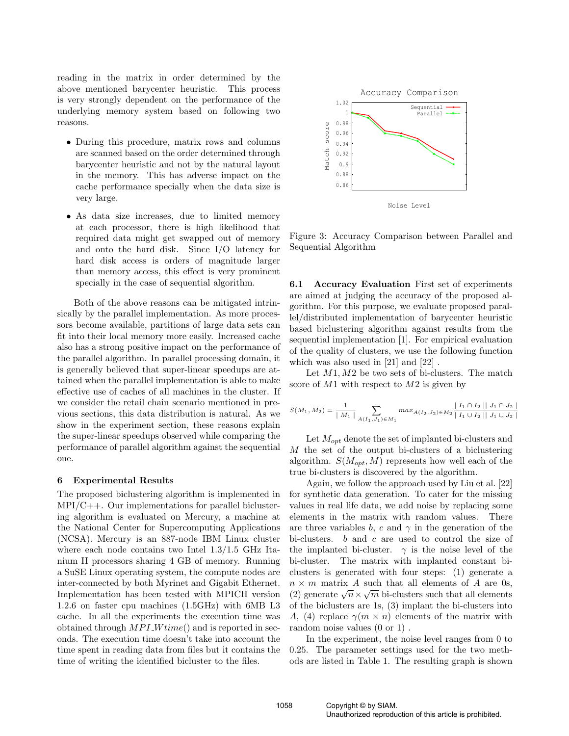reading in the matrix in order determined by the above mentioned barycenter heuristic. This process is very strongly dependent on the performance of the underlying memory system based on following two reasons.

- During this procedure, matrix rows and columns are scanned based on the order determined through barycenter heuristic and not by the natural layout in the memory. This has adverse impact on the cache performance specially when the data size is very large.
- As data size increases, due to limited memory at each processor, there is high likelihood that required data might get swapped out of memory and onto the hard disk. Since I/O latency for hard disk access is orders of magnitude larger than memory access, this effect is very prominent specially in the case of sequential algorithm.

Both of the above reasons can be mitigated intrinsically by the parallel implementation. As more processors become available, partitions of large data sets can fit into their local memory more easily. Increased cache also has a strong positive impact on the performance of the parallel algorithm. In parallel processing domain, it is generally believed that super-linear speedups are attained when the parallel implementation is able to make effective use of caches of all machines in the cluster. If we consider the retail chain scenario mentioned in previous sections, this data distribution is natural. As we show in the experiment section, these reasons explain the super-linear speedups observed while comparing the performance of parallel algorithm against the sequential one.

## 6 Experimental Results

The proposed biclustering algorithm is implemented in MPI/C++. Our implementations for parallel biclustering algorithm is evaluated on Mercury, a machine at the National Center for Supercomputing Applications (NCSA). Mercury is an 887-node IBM Linux cluster where each node contains two Intel 1.3/1.5 GHz Itanium II processors sharing 4 GB of memory. Running a SuSE Linux operating system, the compute nodes are inter-connected by both Myrinet and Gigabit Ethernet. Implementation has been tested with MPICH version 1.2.6 on faster cpu machines (1.5GHz) with 6MB L3 cache. In all the experiments the execution time was obtained through $MPI\_Wtime()$ and is reported in seconds. The execution time doesn't take into account the time spent in reading data from files but it contains the time of writing the identified bicluster to the files.

Figure 3: Accuracy Comparison between Parallel and Sequential Algorithm

**6.1 Accuracy Evaluation** First set of experiments are aimed at judging the accuracy of the proposed algorithm. For this purpose, we evaluate proposed parallel/distributed implementation of barycenter heuristic based biclustering algorithm against results from the sequential implementation [1]. For empirical evaluation of the quality of clusters, we use the following function which was also used in [21] and [22] .

Let $M1, M2$ be two sets of bi-clusters. The match score of $M1$ with respect to $M2$ is given by

$$S(M_1, M_2) = \frac{1}{\mid M_1 \mid} \sum_{A(I_1,J_1) \in M_1} max_{A(I_2,J_2) \in M_2} \frac{\mid I_1 \cap I_2 \mid\mid J_1 \cap J_2 \mid}{\mid I_1 \cup I_2 \mid\mid J_1 \cup J_2 \mid}$$

Let $M_{opt}$ denote the set of implanted bi-clusters and $M$ the set of the output bi-clusters of a biclustering algorithm. $S(M_{opt}, M)$ represents how well each of the true bi-clusters is discovered by the algorithm.

Again, we follow the approach used by Liu et al. [22] for synthetic data generation. To cater for the missing values in real life data, we add noise by replacing some elements in the matrix with random values. There are three variables $b$, $c$ and $\gamma$ in the generation of the bi-clusters. $b$ and $c$ are used to control the size of the implanted bi-cluster. $\gamma$ is the noise level of the bi-cluster. The matrix with implanted constant bi-clusters is generated with four steps: (1) generate a $n \times m$ matrix $A$ such that all elements of $A$ are 0s, (2) generate $\sqrt{n} \times \sqrt{m}$ bi-clusters such that all elements of the biclusters are 1s, (3) implant the bi-clusters into $A$, (4) replace $\gamma(m \times n)$ elements of the matrix with random noise values (0 or 1) .

In the experiment, the noise level ranges from 0 to 0.25. The parameter settings used for the two methods are listed in Table 1. The resulting graph is shown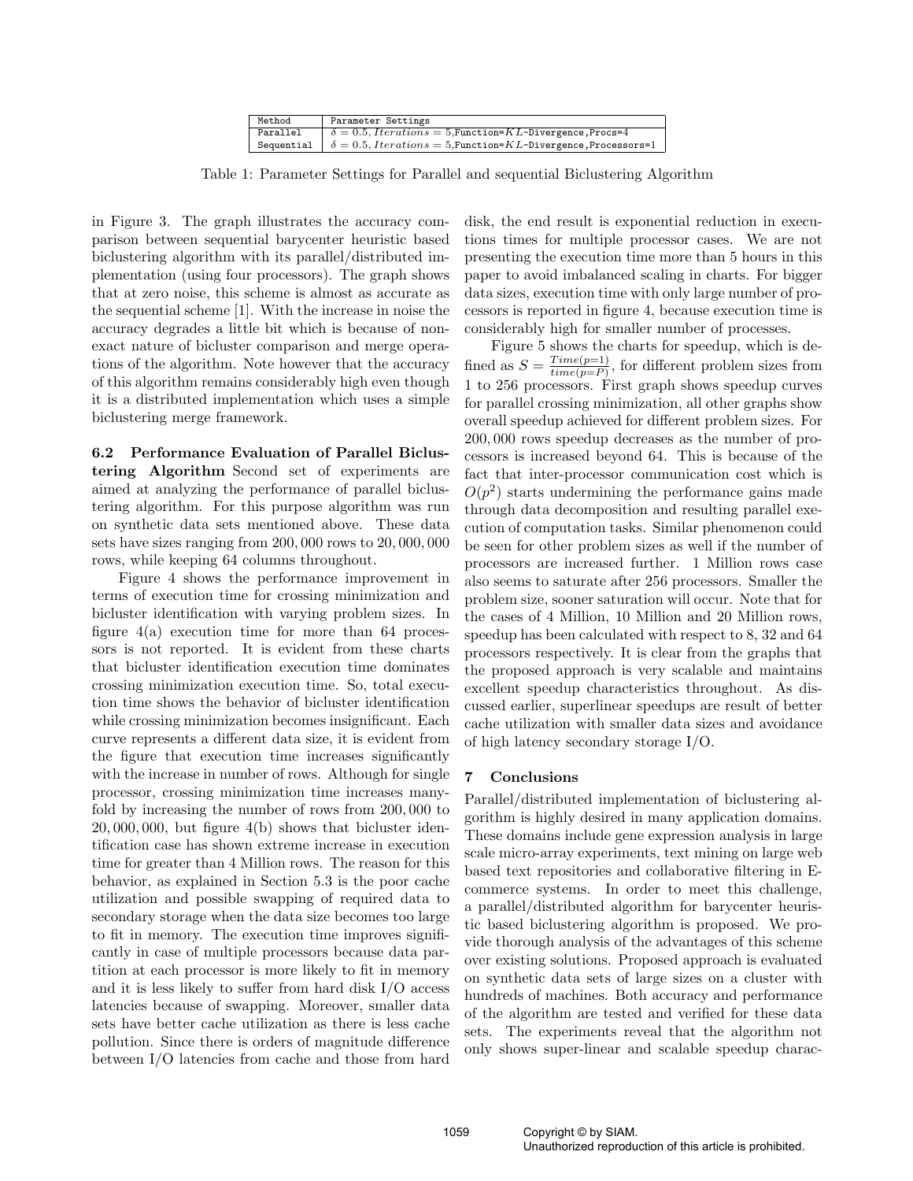| Method | Parameter Settings |
|---|---|
| Parallel | $\delta = 0.5$, $Iterations = 5$, Function=$KL$-Divergence, Procs=4 |
| Sequential | $\delta = 0.5$, $Iterations = 5$, Function=$KL$-Divergence, Processors=1 |

Table 1: Parameter Settings for Parallel and sequential Biclustering Algorithm

in Figure 3. The graph illustrates the accuracy comparison between sequential barycenter heuristic based biclustering algorithm with its parallel/distributed implementation (using four processors). The graph shows that at zero noise, this scheme is almost as accurate as the sequential scheme [1]. With the increase in noise the accuracy degrades a little bit which is because of non-exact nature of bicluster comparison and merge operations of the algorithm. Note however that the accuracy of this algorithm remains considerably high even though it is a distributed implementation which uses a simple biclustering merge framework.

**6.2 Performance Evaluation of Parallel Biclustering Algorithm** Second set of experiments are aimed at analyzing the performance of parallel biclustering algorithm. For this purpose algorithm was run on synthetic data sets mentioned above. These data sets have sizes ranging from 200,000 rows to 20,000,000 rows, while keeping 64 columns throughout.

Figure 4 shows the performance improvement in terms of execution time for crossing minimization and bicluster identification with varying problem sizes. In figure 4(a) execution time for more than 64 processors is not reported. It is evident from these charts that bicluster identification execution time dominates crossing minimization execution time. So, total execution time shows the behavior of bicluster identification while crossing minimization becomes insignificant. Each curve represents a different data size, it is evident from the figure that execution time increases significantly with the increase in number of rows. Although for single processor, crossing minimization time increases manyfold by increasing the number of rows from 200,000 to 20,000,000, but figure 4(b) shows that bicluster identification case has shown extreme increase in execution time for greater than 4 Million rows. The reason for this behavior, as explained in Section 5.3 is the poor cache utilization and possible swapping of required data to secondary storage when the data size becomes too large to fit in memory. The execution time improves significantly in case of multiple processors because data partition at each processor is more likely to fit in memory and it is less likely to suffer from hard disk I/O access latencies because of swapping. Moreover, smaller data sets have better cache utilization as there is less cache pollution. Since there is orders of magnitude difference between I/O latencies from cache and those from hard disk, the end result is exponential reduction in executions times for multiple processor cases. We are not presenting the execution time more than 5 hours in this paper to avoid imbalanced scaling in charts. For bigger data sizes, execution time with only large number of processors is reported in figure 4, because execution time is considerably high for smaller number of processes.

Figure 5 shows the charts for speedup, which is defined as $S = \frac{Time(p=1)}{time(p=P)}$, for different problem sizes from 1 to 256 processors. First graph shows speedup curves for parallel crossing minimization, all other graphs show overall speedup achieved for different problem sizes. For 200,000 rows speedup decreases as the number of processors is increased beyond 64. This is because of the fact that inter-processor communication cost which is $O(p^2)$ starts undermining the performance gains made through data decomposition and resulting parallel execution of computation tasks. Similar phenomenon could be seen for other problem sizes as well if the number of processors are increased further. 1 Million rows case also seems to saturate after 256 processors. Smaller the problem size, sooner saturation will occur. Note that for the cases of 4 Million, 10 Million and 20 Million rows, speedup has been calculated with respect to 8, 32 and 64 processors respectively. It is clear from the graphs that the proposed approach is very scalable and maintains excellent speedup characteristics throughout. As discussed earlier, superlinear speedups are result of better cache utilization with smaller data sizes and avoidance of high latency secondary storage I/O.

## 7 Conclusions

Parallel/distributed implementation of biclustering algorithm is highly desired in many application domains. These domains include gene expression analysis in large scale micro-array experiments, text mining on large web based text repositories and collaborative filtering in E-commerce systems. In order to meet this challenge, a parallel/distributed algorithm for barycenter heuristic based biclustering algorithm is proposed. We provide thorough analysis of the advantages of this scheme over existing solutions. Proposed approach is evaluated on synthetic data sets of large sizes on a cluster with hundreds of machines. Both accuracy and performance of the algorithm are tested and verified for these data sets. The experiments reveal that the algorithm not only shows super-linear and scalable speedup charac-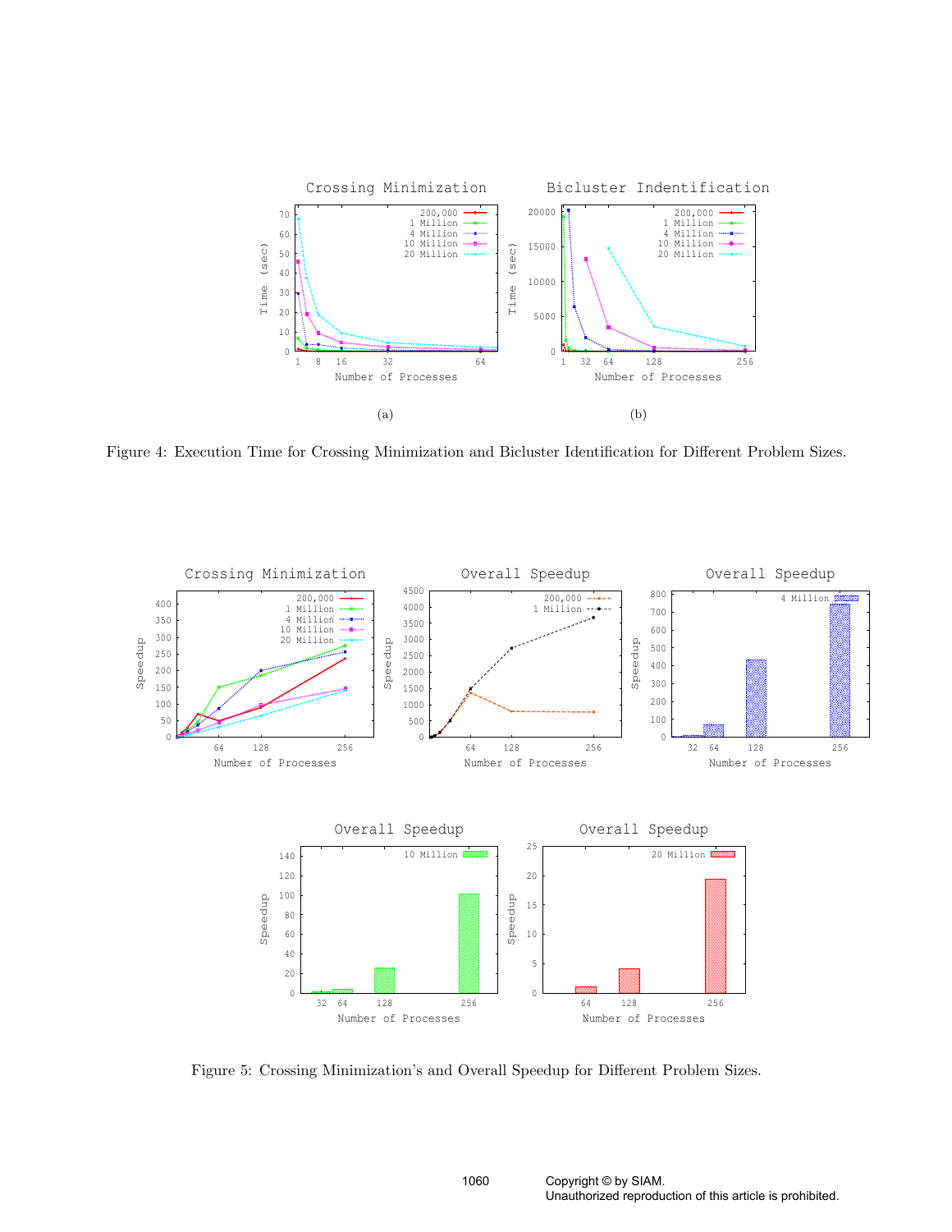Figure 4: Execution Time for Crossing Minimization and Bicluster Identification for Different Problem Sizes.

Figure 5: Crossing Minimization's and Overall Speedup for Different Problem Sizes.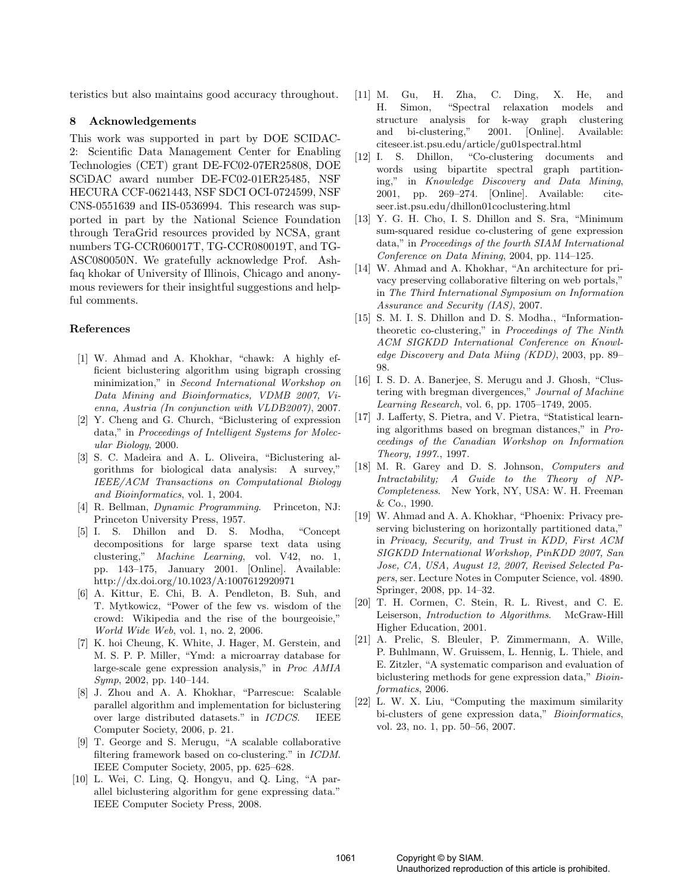teristics but also maintains good accuracy throughout.

## 8 Acknowledgements

This work was supported in part by DOE SCIDAC-2: Scientific Data Management Center for Enabling Technologies (CET) grant DE-FC02-07ER25808, DOE SCiDAC award number DE-FC02-01ER25485, NSF HECURA CCF-0621443, NSF SDCI OCI-0724599, NSF CNS-0551639 and IIS-0536994. This research was supported in part by the National Science Foundation through TeraGrid resources provided by NCSA, grant numbers TG-CCR060017T, TG-CCR080019T, and TG-ASC080050N. We gratefully acknowledge Prof. Ashfaq khokar of University of Illinois, Chicago and anonymous reviewers for their insightful suggestions and helpful comments.

## References

[1] W. Ahmad and A. Khokhar, "chawk: A highly efficient biclustering algorithm using bigraph crossing minimization," in *Second International Workshop on Data Mining and Bioinformatics, VDMB 2007, Vienna, Austria (In conjunction with VLDB2007)*, 2007.

[2] Y. Cheng and G. Church, "Biclustering of expression data," in *Proceedings of Intelligent Systems for Molecular Biology*, 2000.

[3] S. C. Madeira and A. L. Oliveira, "Biclustering algorithms for biological data analysis: A survey," *IEEE/ACM Transactions on Computational Biology and Bioinformatics*, vol. 1, 2004.

[4] R. Bellman, *Dynamic Programming*. Princeton, NJ: Princeton University Press, 1957.

[5] I. S. Dhillon and D. S. Modha, "Concept decompositions for large sparse text data using clustering," *Machine Learning*, vol. V42, no. 1, pp. 143–175, January 2001. [Online]. Available: http://dx.doi.org/10.1023/A:1007612920971

[6] A. Kittur, E. Chi, B. A. Pendleton, B. Suh, and T. Mytkowicz, "Power of the few vs. wisdom of the crowd: Wikipedia and the rise of the bourgeoisie," *World Wide Web*, vol. 1, no. 2, 2006.

[7] K. hoi Cheung, K. White, J. Hager, M. Gerstein, and M. S. P. P. Miller, "Ymd: a microarray database for large-scale gene expression analysis," in *Proc AMIA Symp*, 2002, pp. 140–144.

[8] J. Zhou and A. A. Khokhar, "Parrescue: Scalable parallel algorithm and implementation for biclustering over large distributed datasets." in *ICDCS*. IEEE Computer Society, 2006, p. 21.

[9] T. George and S. Merugu, "A scalable collaborative filtering framework based on co-clustering." in *ICDM*. IEEE Computer Society, 2005, pp. 625–628.

[10] L. Wei, C. Ling, Q. Hongyu, and Q. Ling, "A parallel biclustering algorithm for gene expressing data." IEEE Computer Society Press, 2008.

[11] M. Gu, H. Zha, C. Ding, X. He, and H. Simon, "Spectral relaxation models and structure analysis for k-way graph clustering and bi-clustering," 2001. [Online]. Available: citeseer.ist.psu.edu/article/gu01spectral.html

[12] I. S. Dhillon, "Co-clustering documents and words using bipartite spectral graph partitioning," in *Knowledge Discovery and Data Mining*, 2001, pp. 269–274. [Online]. Available: citeseer.ist.psu.edu/dhillon01coclustering.html

[13] Y. G. H. Cho, I. S. Dhillon and S. Sra, "Minimum sum-squared residue co-clustering of gene expression data," in *Proceedings of the fourth SIAM International Conference on Data Mining*, 2004, pp. 114–125.

[14] W. Ahmad and A. Khokhar, "An architecture for privacy preserving collaborative filtering on web portals," in *The Third International Symposium on Information Assurance and Security (IAS)*, 2007.

[15] S. M. I. S. Dhillon and D. S. Modha., "Information-theoretic co-clustering," in *Proceedings of The Ninth ACM SIGKDD International Conference on Knowledge Discovery and Data Miing (KDD)*, 2003, pp. 89–98.

[16] I. S. D. A. Banerjee, S. Merugu and J. Ghosh, "Clustering with bregman divergences," *Journal of Machine Learning Research*, vol. 6, pp. 1705–1749, 2005.

[17] J. Lafferty, S. Pietra, and V. Pietra, "Statistical learning algorithms based on bregman distances," in *Proceedings of the Canadian Workshop on Information Theory, 1997.*, 1997.

[18] M. R. Garey and D. S. Johnson, *Computers and Intractability; A Guide to the Theory of NP-Completeness*. New York, NY, USA: W. H. Freeman & Co., 1990.

[19] W. Ahmad and A. A. Khokhar, "Phoenix: Privacy preserving biclustering on horizontally partitioned data," in *Privacy, Security, and Trust in KDD, First ACM SIGKDD International Workshop, PinKDD 2007, San Jose, CA, USA, August 12, 2007, Revised Selected Papers*, ser. Lecture Notes in Computer Science, vol. 4890. Springer, 2008, pp. 14–32.

[20] T. H. Cormen, C. Stein, R. L. Rivest, and C. E. Leiserson, *Introduction to Algorithms*. McGraw-Hill Higher Education, 2001.

[21] A. Prelic, S. Bleuler, P. Zimmermann, A. Wille, P. Buhlmann, W. Gruissem, L. Hennig, L. Thiele, and E. Zitzler, "A systematic comparison and evaluation of biclustering methods for gene expression data," *Bioinformatics*, 2006.

[22] L. W. X. Liu, "Computing the maximum similarity bi-clusters of gene expression data," *Bioinformatics*, vol. 23, no. 1, pp. 50–56, 2007.

Copyright © by SIAM.
Unauthorized reproduction of this article is prohibited.